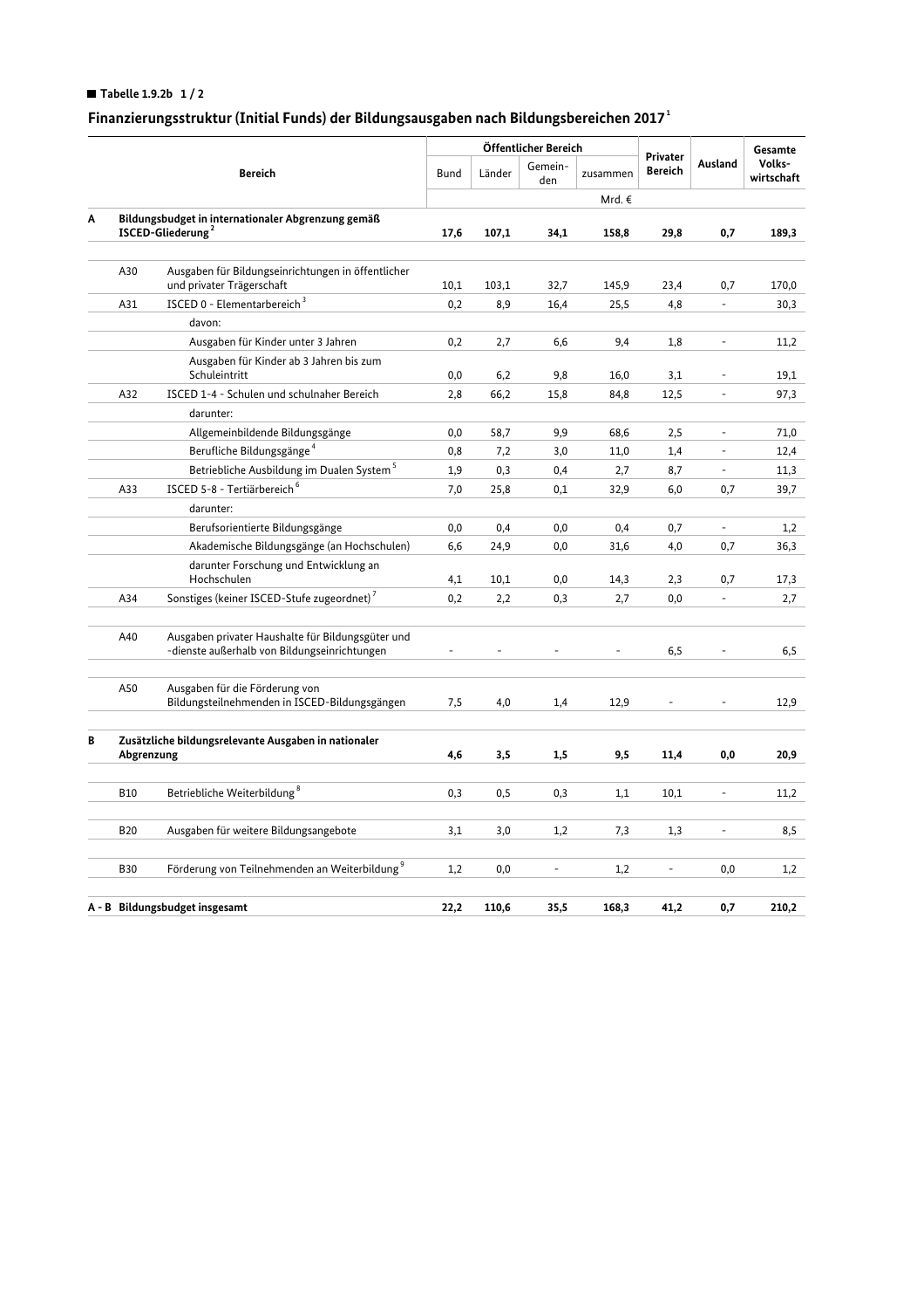**Tabelle 1.9.2b 1 / 2**

## Finanzierungsstruktur (Initial Funds) der Bildungsausgaben nach Bildungsbereichen 2017[1]

| | Bereich | Öffentlicher Bereich | | | | Privater Bereich | Ausland | Gesamte Volks-wirtschaft |
|---|---|---|---|---|---|---|---|---|
| | | Bund | Länder | Gemein-den | zusammen | | | |
| | | Mrd. € | | | | | | |
| **A** | **Bildungsbudget in internationaler Abgrenzung gemäß ISCED-Gliederung[2]** | **17,6** | **107,1** | **34,1** | **158,8** | **29,8** | **0,7** | **189,3** |
| A30 | Ausgaben für Bildungseinrichtungen in öffentlicher und privater Trägerschaft | 10,1 | 103,1 | 32,7 | 145,9 | 23,4 | 0,7 | 170,0 |
| A31 | ISCED 0 - Elementarbereich[3] | 0,2 | 8,9 | 16,4 | 25,5 | 4,8 | - | 30,3 |
| | davon: | | | | | | | |
| | Ausgaben für Kinder unter 3 Jahren | 0,2 | 2,7 | 6,6 | 9,4 | 1,8 | - | 11,2 |
| | Ausgaben für Kinder ab 3 Jahren bis zum Schuleintritt | 0,0 | 6,2 | 9,8 | 16,0 | 3,1 | - | 19,1 |
| A32 | ISCED 1-4 - Schulen und schulnaher Bereich | 2,8 | 66,2 | 15,8 | 84,8 | 12,5 | - | 97,3 |
| | darunter: | | | | | | | |
| | Allgemeinbildende Bildungsgänge | 0,0 | 58,7 | 9,9 | 68,6 | 2,5 | - | 71,0 |
| | Berufliche Bildungsgänge[4] | 0,8 | 7,2 | 3,0 | 11,0 | 1,4 | - | 12,4 |
| | Betriebliche Ausbildung im Dualen System[5] | 1,9 | 0,3 | 0,4 | 2,7 | 8,7 | - | 11,3 |
| A33 | ISCED 5-8 - Tertiärbereich[6] | 7,0 | 25,8 | 0,1 | 32,9 | 6,0 | 0,7 | 39,7 |
| | darunter: | | | | | | | |
| | Berufsorientierte Bildungsgänge | 0,0 | 0,4 | 0,0 | 0,4 | 0,7 | - | 1,2 |
| | Akademische Bildungsgänge (an Hochschulen) | 6,6 | 24,9 | 0,0 | 31,6 | 4,0 | 0,7 | 36,3 |
| | darunter Forschung und Entwicklung an Hochschulen | 4,1 | 10,1 | 0,0 | 14,3 | 2,3 | 0,7 | 17,3 |
| A34 | Sonstiges (keiner ISCED-Stufe zugeordnet)[7] | 0,2 | 2,2 | 0,3 | 2,7 | 0,0 | - | 2,7 |
| A40 | Ausgaben privater Haushalte für Bildungsgüter und -dienste außerhalb von Bildungseinrichtungen | - | - | - | - | 6,5 | - | 6,5 |
| A50 | Ausgaben für die Förderung von Bildungsteilnehmenden in ISCED-Bildungsgängen | 7,5 | 4,0 | 1,4 | 12,9 | - | - | 12,9 |
| **B** | **Zusätzliche bildungsrelevante Ausgaben in nationaler Abgrenzung** | **4,6** | **3,5** | **1,5** | **9,5** | **11,4** | **0,0** | **20,9** |
| B10 | Betriebliche Weiterbildung[8] | 0,3 | 0,5 | 0,3 | 1,1 | 10,1 | - | 11,2 |
| B20 | Ausgaben für weitere Bildungsangebote | 3,1 | 3,0 | 1,2 | 7,3 | 1,3 | - | 8,5 |
| B30 | Förderung von Teilnehmenden an Weiterbildung[9] | 1,2 | 0,0 | - | 1,2 | - | 0,0 | 1,2 |
| **A - B** | **Bildungsbudget insgesamt** | **22,2** | **110,6** | **35,5** | **168,3** | **41,2** | **0,7** | **210,2** |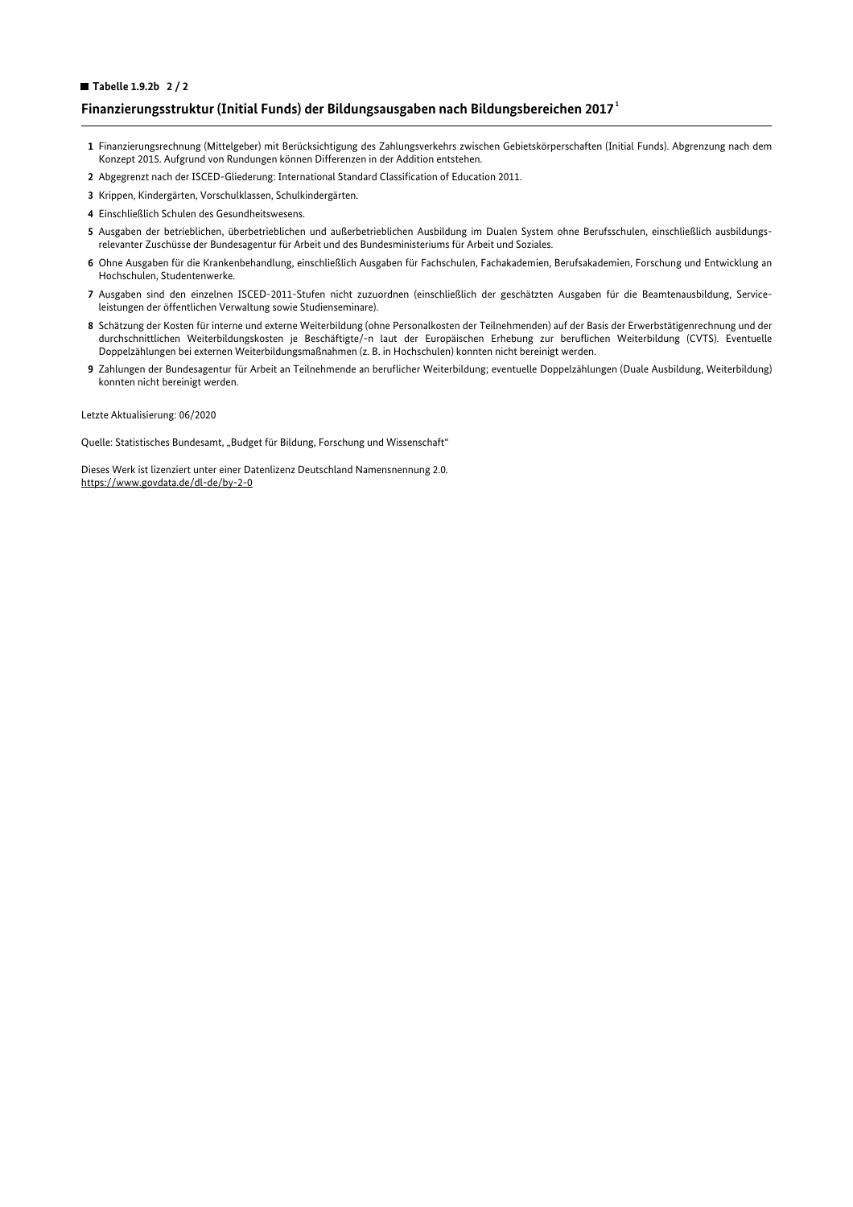**Tabelle 1.9.2b 2 / 2**

## Finanzierungsstruktur (Initial Funds) der Bildungsausgaben nach Bildungsbereichen 2017[1]

1 Finanzierungsrechnung (Mittelgeber) mit Berücksichtigung des Zahlungsverkehrs zwischen Gebietskörperschaften (Initial Funds). Abgrenzung nach dem Konzept 2015. Aufgrund von Rundungen können Differenzen in der Addition entstehen.

2 Abgegrenzt nach der ISCED-Gliederung: International Standard Classification of Education 2011.

3 Krippen, Kindergärten, Vorschulklassen, Schulkindergärten.

4 Einschließlich Schulen des Gesundheitswesens.

5 Ausgaben der betrieblichen, überbetrieblichen und außerbetrieblichen Ausbildung im Dualen System ohne Berufsschulen, einschließlich ausbildungsrelevanter Zuschüsse der Bundesagentur für Arbeit und des Bundesministeriums für Arbeit und Soziales.

6 Ohne Ausgaben für die Krankenbehandlung, einschließlich Ausgaben für Fachschulen, Fachakademien, Berufsakademien, Forschung und Entwicklung an Hochschulen, Studentenwerke.

7 Ausgaben sind den einzelnen ISCED-2011-Stufen nicht zuzuordnen (einschließlich der geschätzten Ausgaben für die Beamtenausbildung, Serviceleistungen der öffentlichen Verwaltung sowie Studienseminare).

8 Schätzung der Kosten für interne und externe Weiterbildung (ohne Personalkosten der Teilnehmenden) auf der Basis der Erwerbstätigenrechnung und der durchschnittlichen Weiterbildungskosten je Beschäftigte/-n laut der Europäischen Erhebung zur beruflichen Weiterbildung (CVTS). Eventuelle Doppelzählungen bei externen Weiterbildungsmaßnahmen (z. B. in Hochschulen) konnten nicht bereinigt werden.

9 Zahlungen der Bundesagentur für Arbeit an Teilnehmende an beruflicher Weiterbildung; eventuelle Doppelzählungen (Duale Ausbildung, Weiterbildung) konnten nicht bereinigt werden.

Letzte Aktualisierung: 06/2020

Quelle: Statistisches Bundesamt, „Budget für Bildung, Forschung und Wissenschaft“

Dieses Werk ist lizenziert unter einer Datenlizenz Deutschland Namensnennung 2.0.
https://www.govdata.de/dl-de/by-2-0